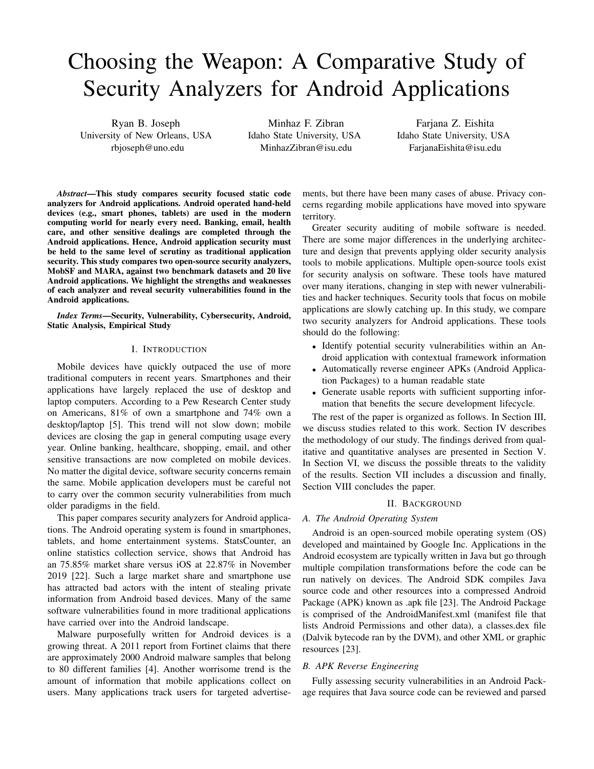# Choosing the Weapon: A Comparative Study of Security Analyzers for Android Applications

Ryan B. Joseph
University of New Orleans, USA
rbjoseph@uno.edu

Minhaz F. Zibran
Idaho State University, USA
MinhazZibran@isu.edu

Farjana Z. Eishita
Idaho State University, USA
FarjanaEishita@isu.edu

***Abstract*—This study compares security focused static code analyzers for Android applications. Android operated hand-held devices (e.g., smart phones, tablets) are used in the modern computing world for nearly every need. Banking, email, health care, and other sensitive dealings are completed through the Android applications. Hence, Android application security must be held to the same level of scrutiny as traditional application security. This study compares two open-source security analyzers, MobSF and MARA, against two benchmark datasets and 20 live Android applications. We highlight the strengths and weaknesses of each analyzer and reveal security vulnerabilities found in the Android applications.**

***Index Terms*—Security, Vulnerability, Cybersecurity, Android, Static Analysis, Empirical Study**

## I. Introduction

Mobile devices have quickly outpaced the use of more traditional computers in recent years. Smartphones and their applications have largely replaced the use of desktop and laptop computers. According to a Pew Research Center study on Americans, 81% of own a smartphone and 74% own a desktop/laptop [5]. This trend will not slow down; mobile devices are closing the gap in general computing usage every year. Online banking, healthcare, shopping, email, and other sensitive transactions are now completed on mobile devices. No matter the digital device, software security concerns remain the same. Mobile application developers must be careful not to carry over the common security vulnerabilities from much older paradigms in the field.

This paper compares security analyzers for Android applications. The Android operating system is found in smartphones, tablets, and home entertainment systems. StatsCounter, an online statistics collection service, shows that Android has an 75.85% market share versus iOS at 22.87% in November 2019 [22]. Such a large market share and smartphone use has attracted bad actors with the intent of stealing private information from Android based devices. Many of the same software vulnerabilities found in more traditional applications have carried over into the Android landscape.

Malware purposefully written for Android devices is a growing threat. A 2011 report from Fortinet claims that there are approximately 2000 Android malware samples that belong to 80 different families [4]. Another worrisome trend is the amount of information that mobile applications collect on users. Many applications track users for targeted advertisements, but there have been many cases of abuse. Privacy concerns regarding mobile applications have moved into spyware territory.

Greater security auditing of mobile software is needed. There are some major differences in the underlying architecture and design that prevents applying older security analysis tools to mobile applications. Multiple open-source tools exist for security analysis on software. These tools have matured over many iterations, changing in step with newer vulnerabilities and hacker techniques. Security tools that focus on mobile applications are slowly catching up. In this study, we compare two security analyzers for Android applications. These tools should do the following:

- Identify potential security vulnerabilities within an Android application with contextual framework information
- Automatically reverse engineer APKs (Android Application Packages) to a human readable state
- Generate usable reports with sufficient supporting information that benefits the secure development lifecycle.

The rest of the paper is organized as follows. In Section III, we discuss studies related to this work. Section IV describes the methodology of our study. The findings derived from qualitative and quantitative analyses are presented in Section V. In Section VI, we discuss the possible threats to the validity of the results. Section VII includes a discussion and finally, Section VIII concludes the paper.

## II. Background

### A. The Android Operating System

Android is an open-sourced mobile operating system (OS) developed and maintained by Google Inc. Applications in the Android ecosystem are typically written in Java but go through multiple compilation transformations before the code can be run natively on devices. The Android SDK compiles Java source code and other resources into a compressed Android Package (APK) known as .apk file [23]. The Android Package is comprised of the AndroidManifest.xml (manifest file that lists Android Permissions and other data), a classes.dex file (Dalvik bytecode ran by the DVM), and other XML or graphic resources [23].

### B. APK Reverse Engineering

Fully assessing security vulnerabilities in an Android Package requires that Java source code can be reviewed and parsed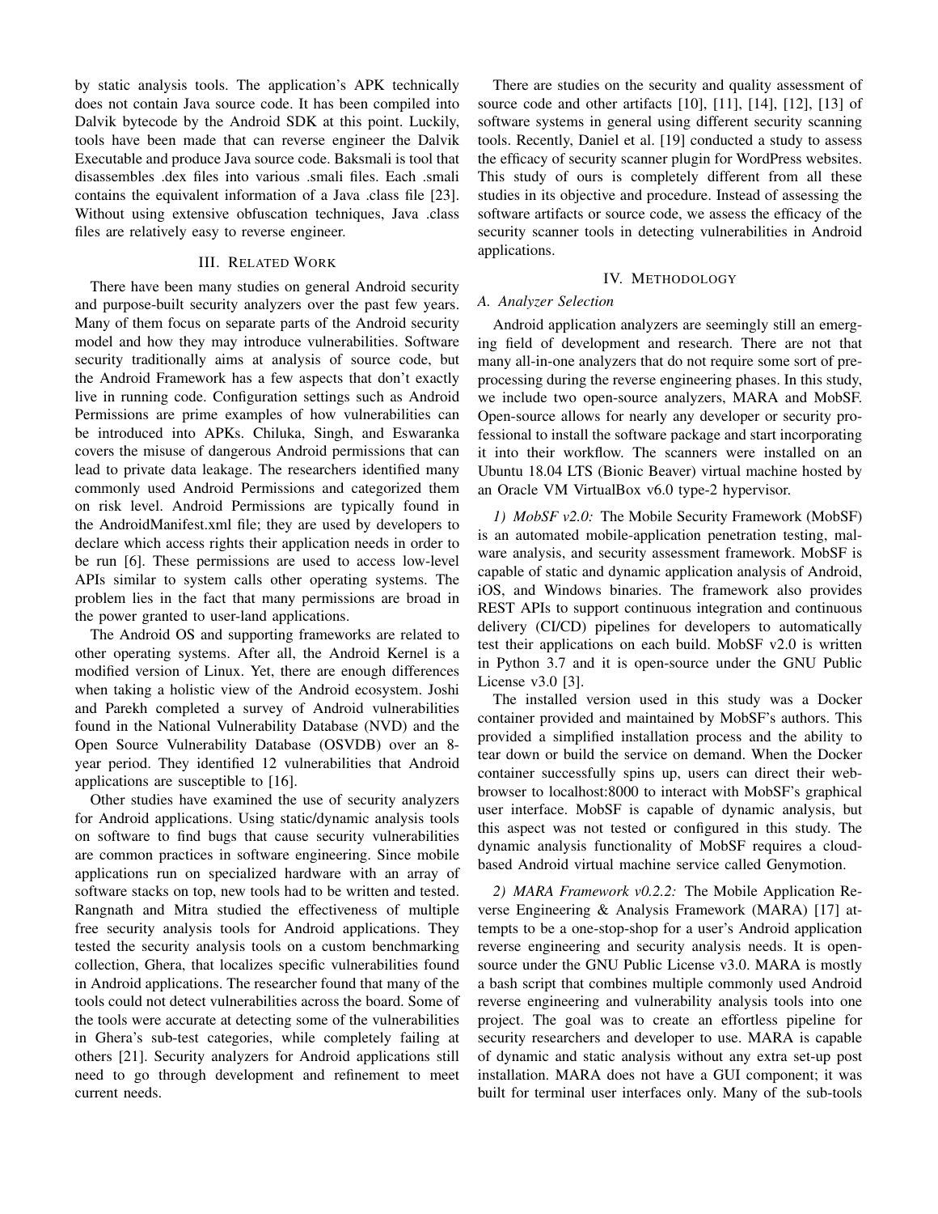by static analysis tools. The application's APK technically does not contain Java source code. It has been compiled into Dalvik bytecode by the Android SDK at this point. Luckily, tools have been made that can reverse engineer the Dalvik Executable and produce Java source code. Baksmali is tool that disassembles .dex files into various .smali files. Each .smali contains the equivalent information of a Java .class file [23]. Without using extensive obfuscation techniques, Java .class files are relatively easy to reverse engineer.

## III. Related Work

There have been many studies on general Android security and purpose-built security analyzers over the past few years. Many of them focus on separate parts of the Android security model and how they may introduce vulnerabilities. Software security traditionally aims at analysis of source code, but the Android Framework has a few aspects that don't exactly live in running code. Configuration settings such as Android Permissions are prime examples of how vulnerabilities can be introduced into APKs. Chiluka, Singh, and Eswaranka covers the misuse of dangerous Android permissions that can lead to private data leakage. The researchers identified many commonly used Android Permissions and categorized them on risk level. Android Permissions are typically found in the AndroidManifest.xml file; they are used by developers to declare which access rights their application needs in order to be run [6]. These permissions are used to access low-level APIs similar to system calls other operating systems. The problem lies in the fact that many permissions are broad in the power granted to user-land applications.

The Android OS and supporting frameworks are related to other operating systems. After all, the Android Kernel is a modified version of Linux. Yet, there are enough differences when taking a holistic view of the Android ecosystem. Joshi and Parekh completed a survey of Android vulnerabilities found in the National Vulnerability Database (NVD) and the Open Source Vulnerability Database (OSVDB) over an 8-year period. They identified 12 vulnerabilities that Android applications are susceptible to [16].

Other studies have examined the use of security analyzers for Android applications. Using static/dynamic analysis tools on software to find bugs that cause security vulnerabilities are common practices in software engineering. Since mobile applications run on specialized hardware with an array of software stacks on top, new tools had to be written and tested. Rangnath and Mitra studied the effectiveness of multiple free security analysis tools for Android applications. They tested the security analysis tools on a custom benchmarking collection, Ghera, that localizes specific vulnerabilities found in Android applications. The researcher found that many of the tools could not detect vulnerabilities across the board. Some of the tools were accurate at detecting some of the vulnerabilities in Ghera's sub-test categories, while completely failing at others [21]. Security analyzers for Android applications still need to go through development and refinement to meet current needs.

There are studies on the security and quality assessment of source code and other artifacts [10], [11], [14], [12], [13] of software systems in general using different security scanning tools. Recently, Daniel et al. [19] conducted a study to assess the efficacy of security scanner plugin for WordPress websites. This study of ours is completely different from all these studies in its objective and procedure. Instead of assessing the software artifacts or source code, we assess the efficacy of the security scanner tools in detecting vulnerabilities in Android applications.

## IV. Methodology

### A. Analyzer Selection

Android application analyzers are seemingly still an emerging field of development and research. There are not that many all-in-one analyzers that do not require some sort of preprocessing during the reverse engineering phases. In this study, we include two open-source analyzers, MARA and MobSF. Open-source allows for nearly any developer or security professional to install the software package and start incorporating it into their workflow. The scanners were installed on an Ubuntu 18.04 LTS (Bionic Beaver) virtual machine hosted by an Oracle VM VirtualBox v6.0 type-2 hypervisor.

*1) MobSF v2.0:* The Mobile Security Framework (MobSF) is an automated mobile-application penetration testing, malware analysis, and security assessment framework. MobSF is capable of static and dynamic application analysis of Android, iOS, and Windows binaries. The framework also provides REST APIs to support continuous integration and continuous delivery (CI/CD) pipelines for developers to automatically test their applications on each build. MobSF v2.0 is written in Python 3.7 and it is open-source under the GNU Public License v3.0 [3].

The installed version used in this study was a Docker container provided and maintained by MobSF's authors. This provided a simplified installation process and the ability to tear down or build the service on demand. When the Docker container successfully spins up, users can direct their web-browser to localhost:8000 to interact with MobSF's graphical user interface. MobSF is capable of dynamic analysis, but this aspect was not tested or configured in this study. The dynamic analysis functionality of MobSF requires a cloud-based Android virtual machine service called Genymotion.

*2) MARA Framework v0.2.2:* The Mobile Application Reverse Engineering & Analysis Framework (MARA) [17] attempts to be a one-stop-shop for a user's Android application reverse engineering and security analysis needs. It is open-source under the GNU Public License v3.0. MARA is mostly a bash script that combines multiple commonly used Android reverse engineering and vulnerability analysis tools into one project. The goal was to create an effortless pipeline for security researchers and developer to use. MARA is capable of dynamic and static analysis without any extra set-up post installation. MARA does not have a GUI component; it was built for terminal user interfaces only. Many of the sub-tools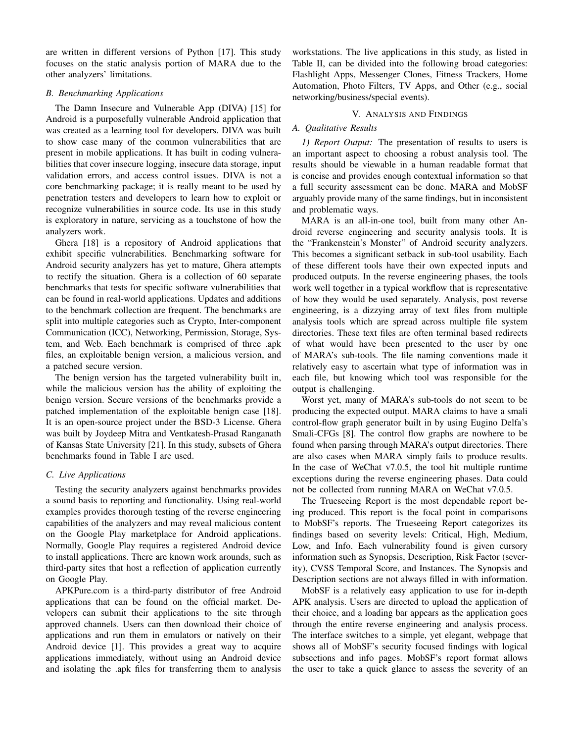are written in different versions of Python [17]. This study focuses on the static analysis portion of MARA due to the other analyzers' limitations.

### *B. Benchmarking Applications*

The Damn Insecure and Vulnerable App (DIVA) [15] for Android is a purposefully vulnerable Android application that was created as a learning tool for developers. DIVA was built to show case many of the common vulnerabilities that are present in mobile applications. It has built in coding vulnerabilities that cover insecure logging, insecure data storage, input validation errors, and access control issues. DIVA is not a core benchmarking package; it is really meant to be used by penetration testers and developers to learn how to exploit or recognize vulnerabilities in source code. Its use in this study is exploratory in nature, servicing as a touchstone of how the analyzers work.

Ghera [18] is a repository of Android applications that exhibit specific vulnerabilities. Benchmarking software for Android security analyzers has yet to mature, Ghera attempts to rectify the situation. Ghera is a collection of 60 separate benchmarks that tests for specific software vulnerabilities that can be found in real-world applications. Updates and additions to the benchmark collection are frequent. The benchmarks are split into multiple categories such as Crypto, Inter-component Communication (ICC), Networking, Permission, Storage, System, and Web. Each benchmark is comprised of three .apk files, an exploitable benign version, a malicious version, and a patched secure version.

The benign version has the targeted vulnerability built in, while the malicious version has the ability of exploiting the benign version. Secure versions of the benchmarks provide a patched implementation of the exploitable benign case [18]. It is an open-source project under the BSD-3 License. Ghera was built by Joydeep Mitra and Ventkatesh-Prasad Ranganath of Kansas State University [21]. In this study, subsets of Ghera benchmarks found in Table I are used.

### *C. Live Applications*

Testing the security analyzers against benchmarks provides a sound basis to reporting and functionality. Using real-world examples provides thorough testing of the reverse engineering capabilities of the analyzers and may reveal malicious content on the Google Play marketplace for Android applications. Normally, Google Play requires a registered Android device to install applications. There are known work arounds, such as third-party sites that host a reflection of application currently on Google Play.

APKPure.com is a third-party distributor of free Android applications that can be found on the official market. Developers can submit their applications to the site through approved channels. Users can then download their choice of applications and run them in emulators or natively on their Android device [1]. This provides a great way to acquire applications immediately, without using an Android device and isolating the .apk files for transferring them to analysis workstations. The live applications in this study, as listed in Table II, can be divided into the following broad categories: Flashlight Apps, Messenger Clones, Fitness Trackers, Home Automation, Photo Filters, TV Apps, and Other (e.g., social networking/business/special events).

## V. Analysis and Findings

### *A. Qualitative Results*

*1) Report Output:* The presentation of results to users is an important aspect to choosing a robust analysis tool. The results should be viewable in a human readable format that is concise and provides enough contextual information so that a full security assessment can be done. MARA and MobSF arguably provide many of the same findings, but in inconsistent and problematic ways.

MARA is an all-in-one tool, built from many other Android reverse engineering and security analysis tools. It is the "Frankenstein's Monster" of Android security analyzers. This becomes a significant setback in sub-tool usability. Each of these different tools have their own expected inputs and produced outputs. In the reverse engineering phases, the tools work well together in a typical workflow that is representative of how they would be used separately. Analysis, post reverse engineering, is a dizzying array of text files from multiple analysis tools which are spread across multiple file system directories. These text files are often terminal based redirects of what would have been presented to the user by one of MARA's sub-tools. The file naming conventions made it relatively easy to ascertain what type of information was in each file, but knowing which tool was responsible for the output is challenging.

Worst yet, many of MARA's sub-tools do not seem to be producing the expected output. MARA claims to have a smali control-flow graph generator built in by using Eugino Delfa's Smali-CFGs [8]. The control flow graphs are nowhere to be found when parsing through MARA's output directories. There are also cases when MARA simply fails to produce results. In the case of WeChat v7.0.5, the tool hit multiple runtime exceptions during the reverse engineering phases. Data could not be collected from running MARA on WeChat v7.0.5.

The Trueseeing Report is the most dependable report being produced. This report is the focal point in comparisons to MobSF's reports. The Trueseeing Report categorizes its findings based on severity levels: Critical, High, Medium, Low, and Info. Each vulnerability found is given cursory information such as Synopsis, Description, Risk Factor (severity), CVSS Temporal Score, and Instances. The Synopsis and Description sections are not always filled in with information.

MobSF is a relatively easy application to use for in-depth APK analysis. Users are directed to upload the application of their choice, and a loading bar appears as the application goes through the entire reverse engineering and analysis process. The interface switches to a simple, yet elegant, webpage that shows all of MobSF's security focused findings with logical subsections and info pages. MobSF's report format allows the user to take a quick glance to assess the severity of an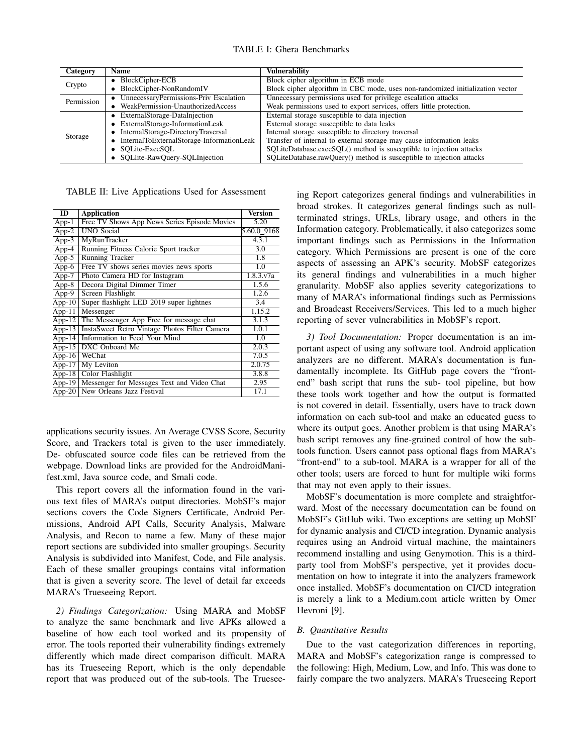TABLE I: Ghera Benchmarks

| Category | Name | Vulnerability |
|---|---|---|
| Crypto | • BlockCipher-ECB | Block cipher algorithm in ECB mode |
| | • BlockCipher-NonRandomIV | Block cipher algorithm in CBC mode, uses non-randomized initialization vector |
| Permission | • UnnecessaryPermissions-Priv Escalation | Unnecessary permissions used for privilege escalation attacks |
| | • WeakPermission-UnauthorizedAccess | Weak permissions used to export services, offers little protection. |
| Storage | • ExternalStorage-DataInjection | External storage susceptible to data injection |
| | • ExternalStorage-InformationLeak | External storage susceptible to data leaks |
| | • InternalStorage-DirectoryTraversal | Internal storage susceptible to directory traversal |
| | • InternalToExternalStorage-InformationLeak | Transfer of internal to external storage may cause information leaks |
| | • SQLite-ExecSQL | SQLiteDatabase.execSQL() method is susceptible to injection attacks |
| | • SQLlite-RawQuery-SQLInjection | SQLiteDatabase.rawQuery() method is susceptible to injection attacks |

TABLE II: Live Applications Used for Assessment

| ID | Application | Version |
|---|---|---|
| App-1 | Free TV Shows App News Series Episode Movies | 5.20 |
| App-2 | UNO Social | 5.60.0_9168 |
| App-3 | MyRunTracker | 4.3.1 |
| App-4 | Running Fitness Calorie Sport tracker | 3.0 |
| App-5 | Running Tracker | 1.8 |
| App-6 | Free TV shows series movies news sports | 1.0 |
| App-7 | Photo Camera HD for Instagram | 1.8.3.v7a |
| App-8 | Decora Digital Dimmer Timer | 1.5.6 |
| App-9 | Screen Flashlight | 1.2.6 |
| App-10 | Super flashlight LED 2019 super lightnes | 3.4 |
| App-11 | Messenger | 1.15.2 |
| App-12 | The Messenger App Free for message chat | 3.1.3 |
| App-13 | InstaSweet Retro Vintage Photos Filter Camera | 1.0.1 |
| App-14 | Information to Feed Your Mind | 1.0 |
| App-15 | DXC Onboard Me | 2.0.3 |
| App-16 | WeChat | 7.0.5 |
| App-17 | My Leviton | 2.0.75 |
| App-18 | Color Flashlight | 3.8.8 |
| App-19 | Messenger for Messages Text and Video Chat | 2.95 |
| App-20 | New Orleans Jazz Festival | 17.1 |

applications security issues. An Average CVSS Score, Security Score, and Trackers total is given to the user immediately. De- obfuscated source code files can be retrieved from the webpage. Download links are provided for the AndroidManifest.xml, Java source code, and Smali code.

This report covers all the information found in the various text files of MARA's output directories. MobSF's major sections covers the Code Signers Certificate, Android Permissions, Android API Calls, Security Analysis, Malware Analysis, and Recon to name a few. Many of these major report sections are subdivided into smaller groupings. Security Analysis is subdivided into Manifest, Code, and File analysis. Each of these smaller groupings contains vital information that is given a severity score. The level of detail far exceeds MARA's Trueseeing Report.

*2) Findings Categorization:* Using MARA and MobSF to analyze the same benchmark and live APKs allowed a baseline of how each tool worked and its propensity of error. The tools reported their vulnerability findings extremely differently which made direct comparison difficult. MARA has its Trueseeing Report, which is the only dependable report that was produced out of the sub-tools. The Trueseeing Report categorizes general findings and vulnerabilities in broad strokes. It categorizes general findings such as null-terminated strings, URLs, library usage, and others in the Information category. Problematically, it also categorizes some important findings such as Permissions in the Information category. Which Permissions are present is one of the core aspects of assessing an APK's security. MobSF categorizes its general findings and vulnerabilities in a much higher granularity. MobSF also applies severity categorizations to many of MARA's informational findings such as Permissions and Broadcast Receivers/Services. This led to a much higher reporting of sever vulnerabilities in MobSF's report.

*3) Tool Documentation:* Proper documentation is an important aspect of using any software tool. Android application analyzers are no different. MARA's documentation is fundamentally incomplete. Its GitHub page covers the "front-end" bash script that runs the sub- tool pipeline, but how these tools work together and how the output is formatted is not covered in detail. Essentially, users have to track down information on each sub-tool and make an educated guess to where its output goes. Another problem is that using MARA's bash script removes any fine-grained control of how the sub-tools function. Users cannot pass optional flags from MARA's "front-end" to a sub-tool. MARA is a wrapper for all of the other tools; users are forced to hunt for multiple wiki forms that may not even apply to their issues.

MobSF's documentation is more complete and straightforward. Most of the necessary documentation can be found on MobSF's GitHub wiki. Two exceptions are setting up MobSF for dynamic analysis and CI/CD integration. Dynamic analysis requires using an Android virtual machine, the maintainers recommend installing and using Genymotion. This is a third-party tool from MobSF's perspective, yet it provides documentation on how to integrate it into the analyzers framework once installed. MobSF's documentation on CI/CD integration is merely a link to a Medium.com article written by Omer Hevroni [9].

### B. Quantitative Results

Due to the vast categorization differences in reporting, MARA and MobSF's categorization range is compressed to the following: High, Medium, Low, and Info. This was done to fairly compare the two analyzers. MARA's Trueseeing Report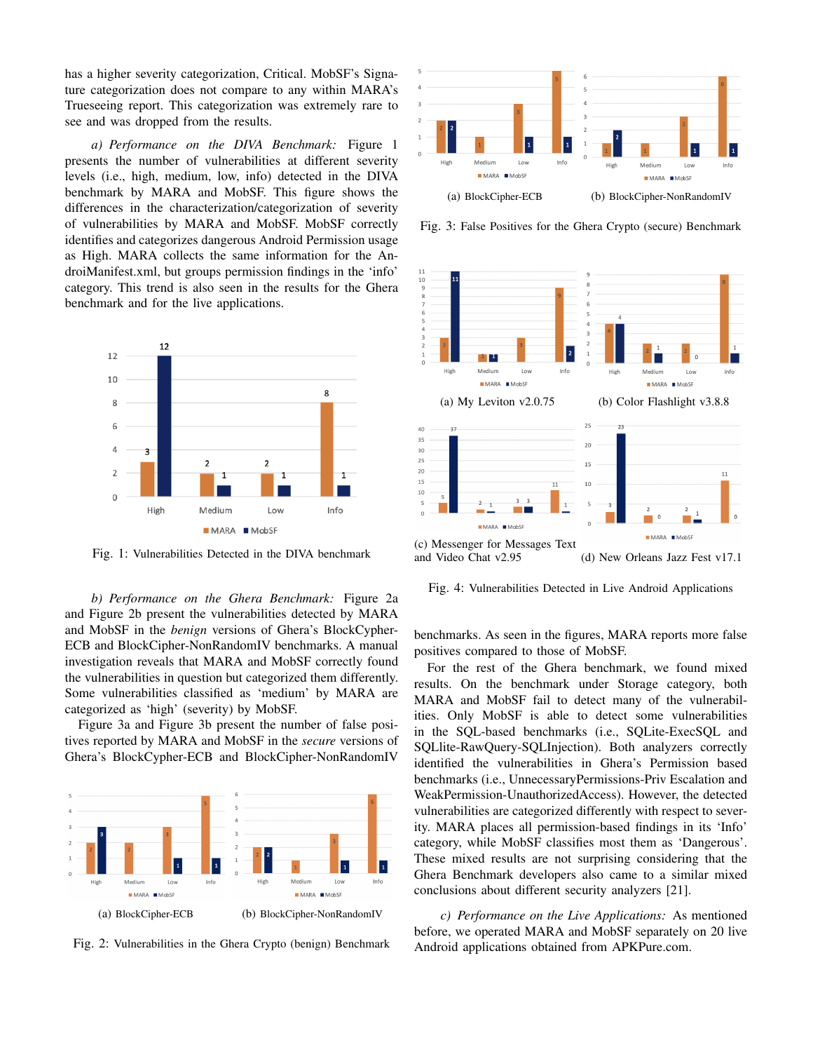has a higher severity categorization, Critical. MobSF's Signature categorization does not compare to any within MARA's Trueseeing report. This categorization was extremely rare to see and was dropped from the results.

*a) Performance on the DIVA Benchmark:* Figure 1 presents the number of vulnerabilities at different severity levels (i.e., high, medium, low, info) detected in the DIVA benchmark by MARA and MobSF. This figure shows the differences in the characterization/categorization of severity of vulnerabilities by MARA and MobSF. MobSF correctly identifies and categorizes dangerous Android Permission usage as High. MARA collects the same information for the AndroiManifest.xml, but groups permission findings in the 'info' category. This trend is also seen in the results for the Ghera benchmark and for the live applications.

Fig. 1: Vulnerabilities Detected in the DIVA benchmark

*b) Performance on the Ghera Benchmark:* Figure 2a and Figure 2b present the vulnerabilities detected by MARA and MobSF in the *benign* versions of Ghera's BlockCypher-ECB and BlockCipher-NonRandomIV benchmarks. A manual investigation reveals that MARA and MobSF correctly found the vulnerabilities in question but categorized them differently. Some vulnerabilities classified as 'medium' by MARA are categorized as 'high' (severity) by MobSF.

Figure 3a and Figure 3b present the number of false positives reported by MARA and MobSF in the *secure* versions of Ghera's BlockCypher-ECB and BlockCipher-NonRandomIV

(a) BlockCipher-ECB (b) BlockCipher-NonRandomIV

Fig. 2: Vulnerabilities in the Ghera Crypto (benign) Benchmark

(a) BlockCipher-ECB (b) BlockCipher-NonRandomIV

Fig. 3: False Positives for the Ghera Crypto (secure) Benchmark

(a) My Leviton v2.0.75 (b) Color Flashlight v3.8.8

(c) Messenger for Messages Text and Video Chat v2.95 (d) New Orleans Jazz Fest v17.1

Fig. 4: Vulnerabilities Detected in Live Android Applications

benchmarks. As seen in the figures, MARA reports more false positives compared to those of MobSF.

For the rest of the Ghera benchmark, we found mixed results. On the benchmark under Storage category, both MARA and MobSF fail to detect many of the vulnerabilities. Only MobSF is able to detect some vulnerabilities in the SQL-based benchmarks (i.e., SQLite-ExecSQL and SQLite-RawQuery-SQLInjection). Both analyzers correctly identified the vulnerabilities in Ghera's Permission based benchmarks (i.e., UnnecessaryPermissions-Priv Escalation and WeakPermission-UnauthorizedAccess). However, the detected vulnerabilities are categorized differently with respect to severity. MARA places all permission-based findings in its 'Info' category, while MobSF classifies most them as 'Dangerous'. These mixed results are not surprising considering that the Ghera Benchmark developers also came to a similar mixed conclusions about different security analyzers [21].

*c) Performance on the Live Applications:* As mentioned before, we operated MARA and MobSF separately on 20 live Android applications obtained from APKPure.com.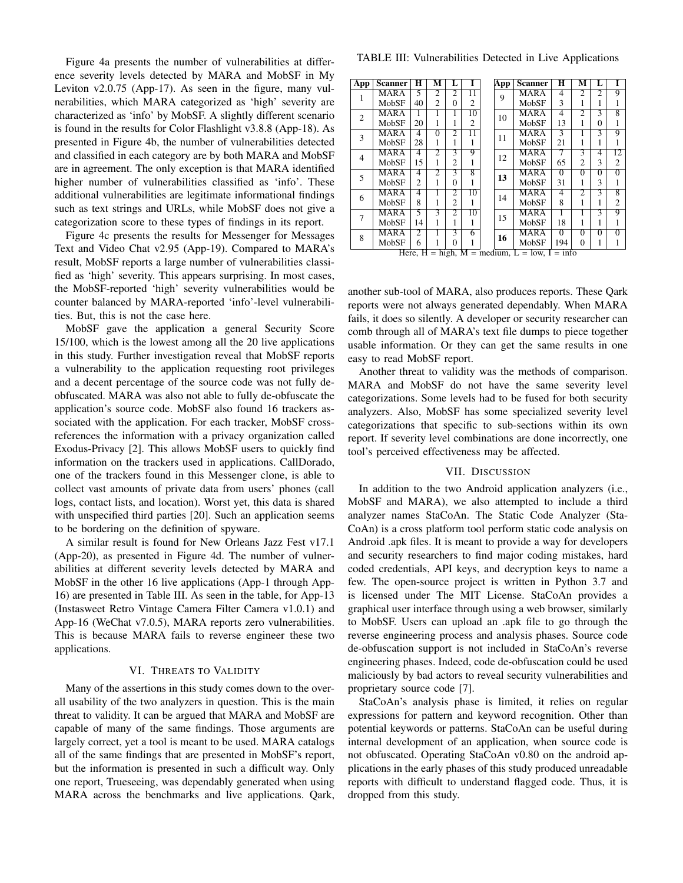Figure 4a presents the number of vulnerabilities at difference severity levels detected by MARA and MobSF in My Leviton v2.0.75 (App-17). As seen in the figure, many vulnerabilities, which MARA categorized as 'high' severity are characterized as 'info' by MobSF. A slightly different scenario is found in the results for Color Flashlight v3.8.8 (App-18). As presented in Figure 4b, the number of vulnerabilities detected and classified in each category are by both MARA and MobSF are in agreement. The only exception is that MARA identified higher number of vulnerabilities classified as 'info'. These additional vulnerabilities are legitimate informational findings such as text strings and URLs, while MobSF does not give a categorization score to these types of findings in its report.

Figure 4c presents the results for Messenger for Messages Text and Video Chat v2.95 (App-19). Compared to MARA's result, MobSF reports a large number of vulnerabilities classified as 'high' severity. This appears surprising. In most cases, the MobSF-reported 'high' severity vulnerabilities would be counter balanced by MARA-reported 'info'-level vulnerabilities. But, this is not the case here.

MobSF gave the application a general Security Score 15/100, which is the lowest among all the 20 live applications in this study. Further investigation reveal that MobSF reports a vulnerability to the application requesting root privileges and a decent percentage of the source code was not fully de-obfuscated. MARA was also not able to fully de-obfuscate the application's source code. MobSF also found 16 trackers associated with the application. For each tracker, MobSF cross-references the information with a privacy organization called Exodus-Privacy [2]. This allows MobSF users to quickly find information on the trackers used in applications. CallDorado, one of the trackers found in this Messenger clone, is able to collect vast amounts of private data from users' phones (call logs, contact lists, and location). Worst yet, this data is shared with unspecified third parties [20]. Such an application seems to be bordering on the definition of spyware.

A similar result is found for New Orleans Jazz Fest v17.1 (App-20), as presented in Figure 4d. The number of vulnerabilities at different severity levels detected by MARA and MobSF in the other 16 live applications (App-1 through App-16) are presented in Table III. As seen in the table, for App-13 (Instasweet Retro Vintage Camera Filter Camera v1.0.1) and App-16 (WeChat v7.0.5), MARA reports zero vulnerabilities. This is because MARA fails to reverse engineer these two applications.

TABLE III: Vulnerabilities Detected in Live Applications

| App | Scanner | H | M | L | I | App | Scanner | H | M | L | I |
|---|---|---|---|---|---|---|---|---|---|---|---|
| 1 | MARA | 5 | 2 | 2 | 11 | 9 | MARA | 4 | 2 | 2 | 9 |
| | MobSF | 40 | 2 | 0 | 2 | | MobSF | 3 | 1 | 1 | 1 |
| 2 | MARA | 1 | 1 | 1 | 10 | 10 | MARA | 4 | 2 | 3 | 8 |
| | MobSF | 20 | 1 | 1 | 2 | | MobSF | 13 | 1 | 0 | 1 |
| 3 | MARA | 4 | 0 | 2 | 11 | 11 | MARA | 3 | 1 | 3 | 9 |
| | MobSF | 28 | 1 | 1 | 1 | | MobSF | 21 | 1 | 1 | 1 |
| 4 | MARA | 4 | 2 | 3 | 9 | 12 | MARA | 7 | 3 | 4 | 12 |
| | MobSF | 15 | 1 | 2 | 1 | | MobSF | 65 | 2 | 3 | 2 |
| 5 | MARA | 4 | 2 | 3 | 8 | **13** | MARA | 0 | 0 | 0 | 0 |
| | MobSF | 2 | 1 | 0 | 1 | | MobSF | 31 | 1 | 3 | 1 |
| 6 | MARA | 4 | 1 | 2 | 10 | 14 | MARA | 4 | 2 | 3 | 8 |
| | MobSF | 8 | 1 | 2 | 1 | | MobSF | 8 | 1 | 1 | 2 |
| 7 | MARA | 5 | 3 | 2 | 10 | 15 | MARA | 1 | 1 | 3 | 9 |
| | MobSF | 14 | 1 | 1 | 1 | | MobSF | 18 | 1 | 1 | 1 |
| 8 | MARA | 2 | 1 | 3 | 6 | **16** | MARA | 0 | 0 | 0 | 0 |
| | MobSF | 6 | 1 | 0 | 1 | | MobSF | 194 | 0 | 1 | 1 |

Here, H = high, M = medium, L = low, I = info

## VI. Threats to Validity

Many of the assertions in this study comes down to the overall usability of the two analyzers in question. This is the main threat to validity. It can be argued that MARA and MobSF are capable of many of the same findings. Those arguments are largely correct, yet a tool is meant to be used. MARA catalogs all of the same findings that are presented in MobSF's report, but the information is presented in such a difficult way. Only one report, Trueseeing, was dependably generated when using MARA across the benchmarks and live applications. Qark, another sub-tool of MARA, also produces reports. These Qark reports were not always generated dependably. When MARA fails, it does so silently. A developer or security researcher can comb through all of MARA's text file dumps to piece together usable information. Or they can get the same results in one easy to read MobSF report.

Another threat to validity was the methods of comparison. MARA and MobSF do not have the same severity level categorizations. Some levels had to be fused for both security analyzers. Also, MobSF has some specialized severity level categorizations that specific to sub-sections within its own report. If severity level combinations are done incorrectly, one tool's perceived effectiveness may be affected.

## VII. Discussion

In addition to the two Android application analyzers (i.e., MobSF and MARA), we also attempted to include a third analyzer names StaCoAn. The Static Code Analyzer (StaCoAn) is a cross platform tool perform static code analysis on Android .apk files. It is meant to provide a way for developers and security researchers to find major coding mistakes, hard coded credentials, API keys, and decryption keys to name a few. The open-source project is written in Python 3.7 and is licensed under The MIT License. StaCoAn provides a graphical user interface through using a web browser, similarly to MobSF. Users can upload an .apk file to go through the reverse engineering process and analysis phases. Source code de-obfuscation support is not included in StaCoAn's reverse engineering phases. Indeed, code de-obfuscation could be used maliciously by bad actors to reveal security vulnerabilities and proprietary source code [7].

StaCoAn's analysis phase is limited, it relies on regular expressions for pattern and keyword recognition. Other than potential keywords or patterns. StaCoAn can be useful during internal development of an application, when source code is not obfuscated. Operating StaCoAn v0.80 on the android applications in the early phases of this study produced unreadable reports with difficult to understand flagged code. Thus, it is dropped from this study.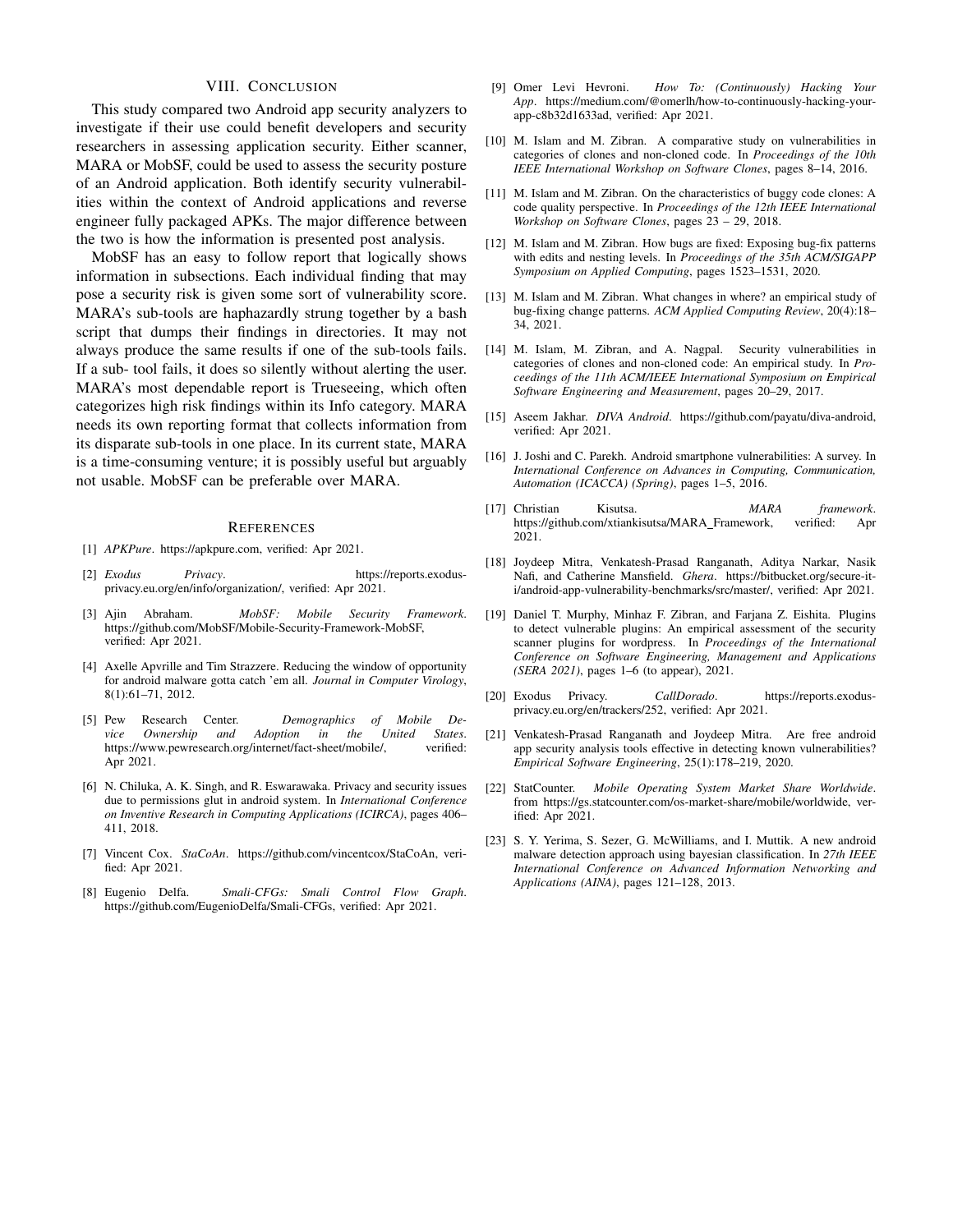## VIII. Conclusion

This study compared two Android app security analyzers to investigate if their use could benefit developers and security researchers in assessing application security. Either scanner, MARA or MobSF, could be used to assess the security posture of an Android application. Both identify security vulnerabilities within the context of Android applications and reverse engineer fully packaged APKs. The major difference between the two is how the information is presented post analysis.

MobSF has an easy to follow report that logically shows information in subsections. Each individual finding that may pose a security risk is given some sort of vulnerability score. MARA's sub-tools are haphazardly strung together by a bash script that dumps their findings in directories. It may not always produce the same results if one of the sub-tools fails. If a sub- tool fails, it does so silently without alerting the user. MARA's most dependable report is Trueseeing, which often categorizes high risk findings within its Info category. MARA needs its own reporting format that collects information from its disparate sub-tools in one place. In its current state, MARA is a time-consuming venture; it is possibly useful but arguably not usable. MobSF can be preferable over MARA.

## References

[1] *APKPure*. https://apkpure.com, verified: Apr 2021.

[2] *Exodus Privacy*. https://reports.exodus-privacy.eu.org/en/info/organization/, verified: Apr 2021.

[3] Ajin Abraham. *MobSF: Mobile Security Framework*. https://github.com/MobSF/Mobile-Security-Framework-MobSF, verified: Apr 2021.

[4] Axelle Apvrille and Tim Strazzere. Reducing the window of opportunity for android malware gotta catch 'em all. *Journal in Computer Virology*, 8(1):61–71, 2012.

[5] Pew Research Center. *Demographics of Mobile Device Ownership and Adoption in the United States*. https://www.pewresearch.org/internet/fact-sheet/mobile/, verified: Apr 2021.

[6] N. Chiluka, A. K. Singh, and R. Eswarawaka. Privacy and security issues due to permissions glut in android system. In *International Conference on Inventive Research in Computing Applications (ICIRCA)*, pages 406–411, 2018.

[7] Vincent Cox. *StaCoAn*. https://github.com/vincentcox/StaCoAn, verified: Apr 2021.

[8] Eugenio Delfa. *Smali-CFGs: Smali Control Flow Graph*. https://github.com/EugenioDelfa/Smali-CFGs, verified: Apr 2021.

[9] Omer Levi Hevroni. *How To: (Continuously) Hacking Your App*. https://medium.com/@omerlh/how-to-continuously-hacking-your-app-c8b32d1633ad, verified: Apr 2021.

[10] M. Islam and M. Zibran. A comparative study on vulnerabilities in categories of clones and non-cloned code. In *Proceedings of the 10th IEEE International Workshop on Software Clones*, pages 8–14, 2016.

[11] M. Islam and M. Zibran. On the characteristics of buggy code clones: A code quality perspective. In *Proceedings of the 12th IEEE International Workshop on Software Clones*, pages 23 – 29, 2018.

[12] M. Islam and M. Zibran. How bugs are fixed: Exposing bug-fix patterns with edits and nesting levels. In *Proceedings of the 35th ACM/SIGAPP Symposium on Applied Computing*, pages 1523–1531, 2020.

[13] M. Islam and M. Zibran. What changes in where? an empirical study of bug-fixing change patterns. *ACM Applied Computing Review*, 20(4):18–34, 2021.

[14] M. Islam, M. Zibran, and A. Nagpal. Security vulnerabilities in categories of clones and non-cloned code: An empirical study. In *Proceedings of the 11th ACM/IEEE International Symposium on Empirical Software Engineering and Measurement*, pages 20–29, 2017.

[15] Aseem Jakhar. *DIVA Android*. https://github.com/payatu/diva-android, verified: Apr 2021.

[16] J. Joshi and C. Parekh. Android smartphone vulnerabilities: A survey. In *International Conference on Advances in Computing, Communication, Automation (ICACCA) (Spring)*, pages 1–5, 2016.

[17] Christian Kisutsa. *MARA framework*. https://github.com/xtiankisutsa/MARA_Framework, verified: Apr 2021.

[18] Joydeep Mitra, Venkatesh-Prasad Ranganath, Aditya Narkar, Nasik Nafi, and Catherine Mansfield. *Ghera*. https://bitbucket.org/secure-it-i/android-app-vulnerability-benchmarks/src/master/, verified: Apr 2021.

[19] Daniel T. Murphy, Minhaz F. Zibran, and Farjana Z. Eishita. Plugins to detect vulnerable plugins: An empirical assessment of the security scanner plugins for wordpress. In *Proceedings of the International Conference on Software Engineering, Management and Applications (SERA 2021)*, pages 1–6 (to appear), 2021.

[20] Exodus Privacy. *CallDorado*. https://reports.exodus-privacy.eu.org/en/trackers/252, verified: Apr 2021.

[21] Venkatesh-Prasad Ranganath and Joydeep Mitra. Are free android app security analysis tools effective in detecting known vulnerabilities? *Empirical Software Engineering*, 25(1):178–219, 2020.

[22] StatCounter. *Mobile Operating System Market Share Worldwide*. from https://gs.statcounter.com/os-market-share/mobile/worldwide, verified: Apr 2021.

[23] S. Y. Yerima, S. Sezer, G. McWilliams, and I. Muttik. A new android malware detection approach using bayesian classification. In *27th IEEE International Conference on Advanced Information Networking and Applications (AINA)*, pages 121–128, 2013.